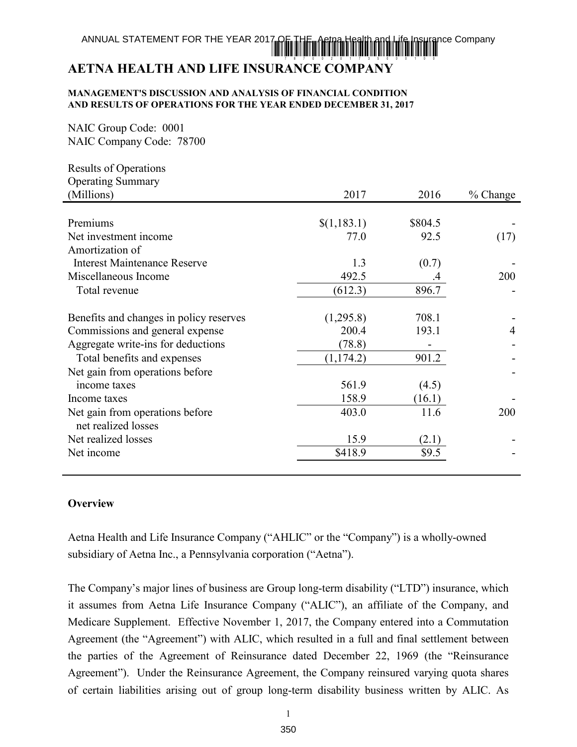# AETNA HEALTH AND LIFE INSURANCE COMPANY

**MANAGEMENT'S DISCUSSION AND ANALYSIS OF FINANCIAL CONDITION AND RESULTS OF OPERATIONS FOR THE YEAR ENDED DECEMBER 31, 2017**

NAIC Group Code: 0001
NAIC Company Code: 78700

Results of Operations
Operating Summary

| (Millions) | 2017 | 2016 | % Change |
|---|---|---|---|
| Premiums | $(1,183.1) | $804.5 | - |
| Net investment income | 77.0 | 92.5 | (17) |
| Amortization of Interest Maintenance Reserve | 1.3 | (0.7) | - |
| Miscellaneous Income | 492.5 | .4 | 200 |
| Total revenue | (612.3) | 896.7 | - |
| Benefits and changes in policy reserves | (1,295.8) | 708.1 | - |
| Commissions and general expense | 200.4 | 193.1 | 4 |
| Aggregate write-ins for deductions | (78.8) | - | - |
| Total benefits and expenses | (1,174.2) | 901.2 | - |
| Net gain from operations before income taxes | 561.9 | (4.5) | - |
| Income taxes | 158.9 | (16.1) | - |
| Net gain from operations before net realized losses | 403.0 | 11.6 | 200 |
| Net realized losses | 15.9 | (2.1) | - |
| Net income | $418.9 | $9.5 | - |

**Overview**

Aetna Health and Life Insurance Company ("AHLIC" or the "Company") is a wholly-owned subsidiary of Aetna Inc., a Pennsylvania corporation ("Aetna").

The Company's major lines of business are Group long-term disability ("LTD") insurance, which it assumes from Aetna Life Insurance Company ("ALIC"), an affiliate of the Company, and Medicare Supplement. Effective November 1, 2017, the Company entered into a Commutation Agreement (the "Agreement") with ALIC, which resulted in a full and final settlement between the parties of the Agreement of Reinsurance dated December 22, 1969 (the "Reinsurance Agreement"). Under the Reinsurance Agreement, the Company reinsured varying quota shares of certain liabilities arising out of group long-term disability business written by ALIC. As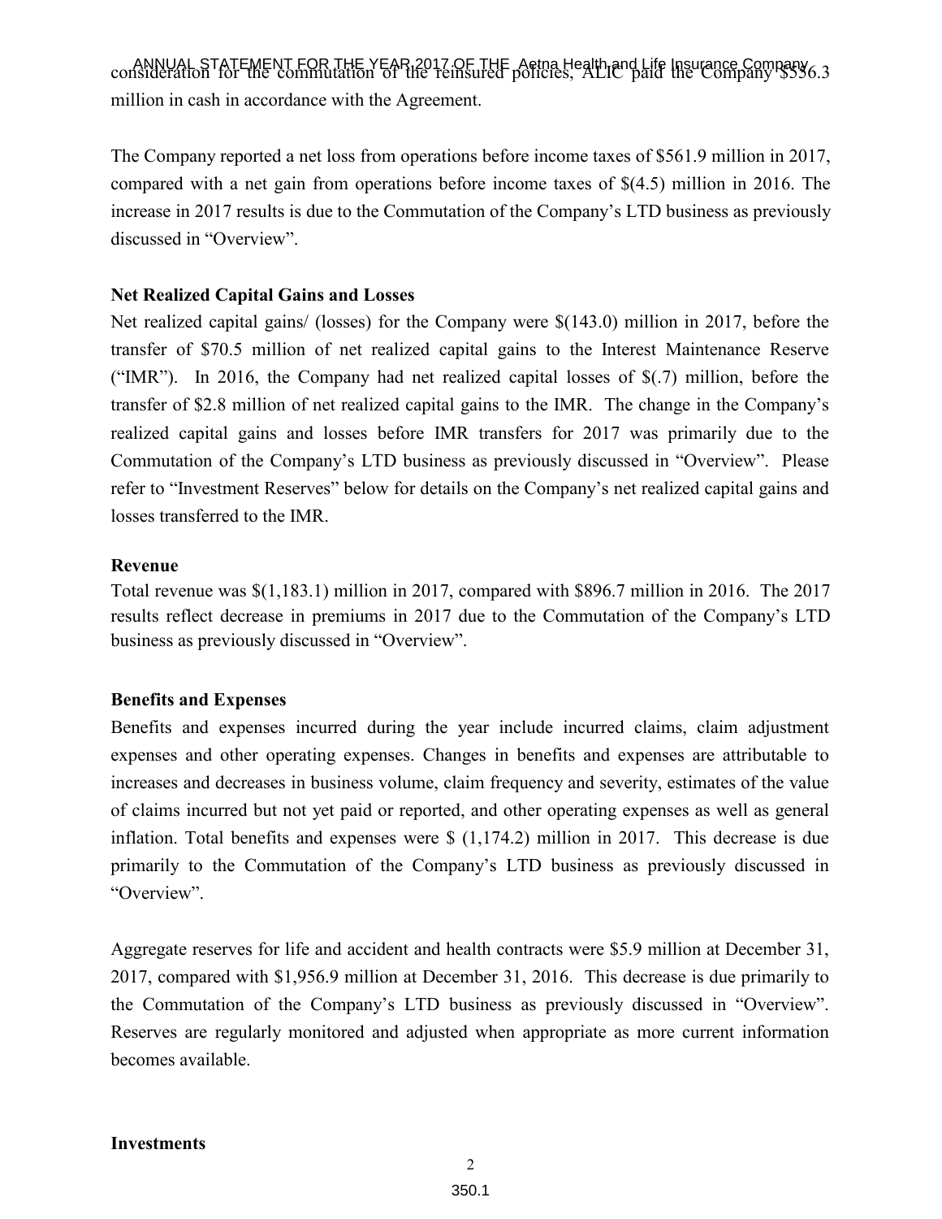consideration for the commutation of the reinsured policies, ALIC paid the Company $556.3 million in cash in accordance with the Agreement.

The Company reported a net loss from operations before income taxes of $561.9 million in 2017, compared with a net gain from operations before income taxes of $(4.5) million in 2016. The increase in 2017 results is due to the Commutation of the Company's LTD business as previously discussed in "Overview".

**Net Realized Capital Gains and Losses**

Net realized capital gains/ (losses) for the Company were $(143.0) million in 2017, before the transfer of $70.5 million of net realized capital gains to the Interest Maintenance Reserve ("IMR"). In 2016, the Company had net realized capital losses of $(.7) million, before the transfer of $2.8 million of net realized capital gains to the IMR. The change in the Company's realized capital gains and losses before IMR transfers for 2017 was primarily due to the Commutation of the Company's LTD business as previously discussed in "Overview". Please refer to "Investment Reserves" below for details on the Company's net realized capital gains and losses transferred to the IMR.

**Revenue**

Total revenue was $(1,183.1) million in 2017, compared with $896.7 million in 2016. The 2017 results reflect decrease in premiums in 2017 due to the Commutation of the Company's LTD business as previously discussed in "Overview".

**Benefits and Expenses**

Benefits and expenses incurred during the year include incurred claims, claim adjustment expenses and other operating expenses. Changes in benefits and expenses are attributable to increases and decreases in business volume, claim frequency and severity, estimates of the value of claims incurred but not yet paid or reported, and other operating expenses as well as general inflation. Total benefits and expenses were $ (1,174.2) million in 2017. This decrease is due primarily to the Commutation of the Company's LTD business as previously discussed in "Overview".

Aggregate reserves for life and accident and health contracts were $5.9 million at December 31, 2017, compared with $1,956.9 million at December 31, 2016. This decrease is due primarily to the Commutation of the Company's LTD business as previously discussed in "Overview". Reserves are regularly monitored and adjusted when appropriate as more current information becomes available.

**Investments**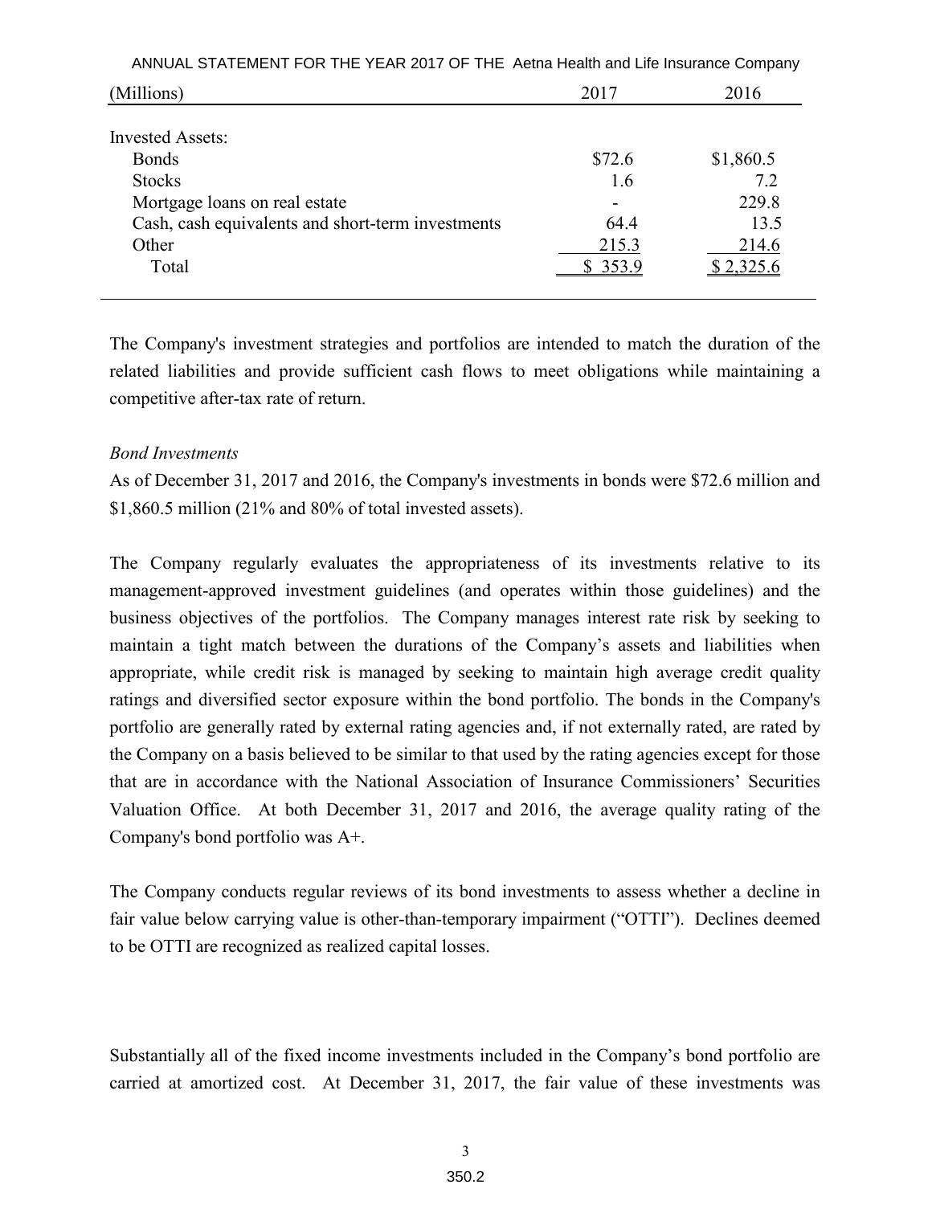| (Millions) | 2017 | 2016 |
| --- | --- | --- |
| Invested Assets: | | |
| Bonds | $72.6 | $1,860.5 |
| Stocks | 1.6 | 7.2 |
| Mortgage loans on real estate | - | 229.8 |
| Cash, cash equivalents and short-term investments | 64.4 | 13.5 |
| Other | 215.3 | 214.6 |
| Total | $ 353.9 | $ 2,325.6 |

The Company's investment strategies and portfolios are intended to match the duration of the related liabilities and provide sufficient cash flows to meet obligations while maintaining a competitive after-tax rate of return.

*Bond Investments*

As of December 31, 2017 and 2016, the Company's investments in bonds were $72.6 million and $1,860.5 million (21% and 80% of total invested assets).

The Company regularly evaluates the appropriateness of its investments relative to its management-approved investment guidelines (and operates within those guidelines) and the business objectives of the portfolios. The Company manages interest rate risk by seeking to maintain a tight match between the durations of the Company's assets and liabilities when appropriate, while credit risk is managed by seeking to maintain high average credit quality ratings and diversified sector exposure within the bond portfolio. The bonds in the Company's portfolio are generally rated by external rating agencies and, if not externally rated, are rated by the Company on a basis believed to be similar to that used by the rating agencies except for those that are in accordance with the National Association of Insurance Commissioners' Securities Valuation Office. At both December 31, 2017 and 2016, the average quality rating of the Company's bond portfolio was A+.

The Company conducts regular reviews of its bond investments to assess whether a decline in fair value below carrying value is other-than-temporary impairment ("OTTI"). Declines deemed to be OTTI are recognized as realized capital losses.

Substantially all of the fixed income investments included in the Company's bond portfolio are carried at amortized cost. At December 31, 2017, the fair value of these investments was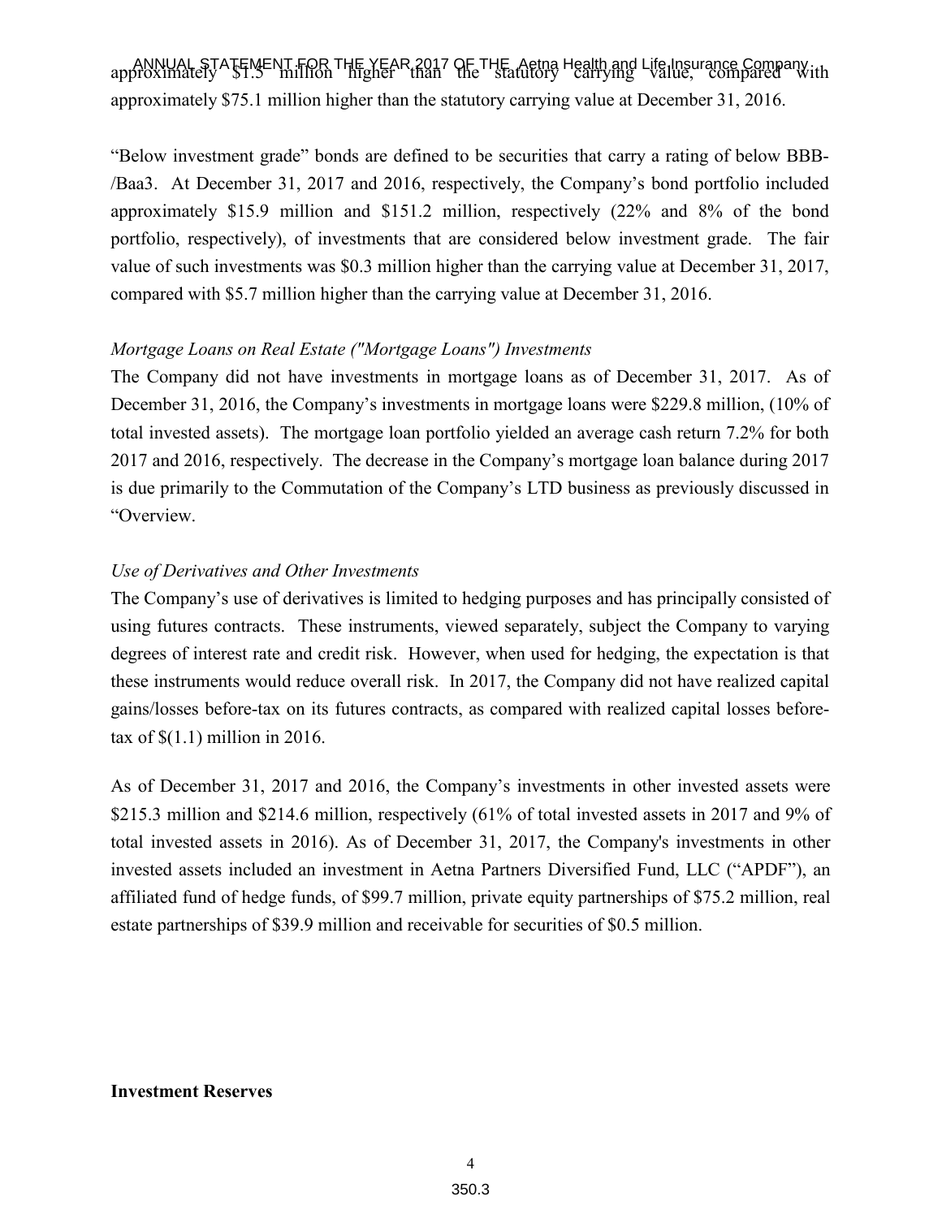approximately $1.5 million higher than the statutory carrying value, compared with approximately $75.1 million higher than the statutory carrying value at December 31, 2016.

"Below investment grade" bonds are defined to be securities that carry a rating of below BBB-/Baa3. At December 31, 2017 and 2016, respectively, the Company's bond portfolio included approximately $15.9 million and $151.2 million, respectively (22% and 8% of the bond portfolio, respectively), of investments that are considered below investment grade. The fair value of such investments was $0.3 million higher than the carrying value at December 31, 2017, compared with $5.7 million higher than the carrying value at December 31, 2016.

*Mortgage Loans on Real Estate ("Mortgage Loans") Investments*

The Company did not have investments in mortgage loans as of December 31, 2017. As of December 31, 2016, the Company's investments in mortgage loans were $229.8 million, (10% of total invested assets). The mortgage loan portfolio yielded an average cash return 7.2% for both 2017 and 2016, respectively. The decrease in the Company's mortgage loan balance during 2017 is due primarily to the Commutation of the Company's LTD business as previously discussed in "Overview.

*Use of Derivatives and Other Investments*

The Company's use of derivatives is limited to hedging purposes and has principally consisted of using futures contracts. These instruments, viewed separately, subject the Company to varying degrees of interest rate and credit risk. However, when used for hedging, the expectation is that these instruments would reduce overall risk. In 2017, the Company did not have realized capital gains/losses before-tax on its futures contracts, as compared with realized capital losses before-tax of $(1.1) million in 2016.

As of December 31, 2017 and 2016, the Company's investments in other invested assets were $215.3 million and $214.6 million, respectively (61% of total invested assets in 2017 and 9% of total invested assets in 2016). As of December 31, 2017, the Company's investments in other invested assets included an investment in Aetna Partners Diversified Fund, LLC ("APDF"), an affiliated fund of hedge funds, of $99.7 million, private equity partnerships of $75.2 million, real estate partnerships of $39.9 million and receivable for securities of $0.5 million.

**Investment Reserves**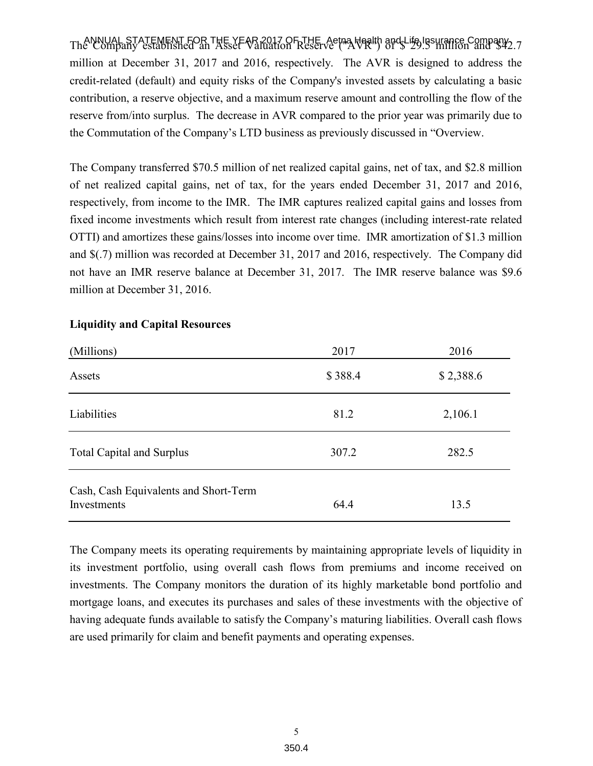The Company established an Asset Valuation Reserve ("AVR") of $ 29.5 million and $42.7 million at December 31, 2017 and 2016, respectively. The AVR is designed to address the credit-related (default) and equity risks of the Company's invested assets by calculating a basic contribution, a reserve objective, and a maximum reserve amount and controlling the flow of the reserve from/into surplus. The decrease in AVR compared to the prior year was primarily due to the Commutation of the Company's LTD business as previously discussed in "Overview.

The Company transferred $70.5 million of net realized capital gains, net of tax, and $2.8 million of net realized capital gains, net of tax, for the years ended December 31, 2017 and 2016, respectively, from income to the IMR. The IMR captures realized capital gains and losses from fixed income investments which result from interest rate changes (including interest-rate related OTTI) and amortizes these gains/losses into income over time. IMR amortization of $1.3 million and $(.7) million was recorded at December 31, 2017 and 2016, respectively. The Company did not have an IMR reserve balance at December 31, 2017. The IMR reserve balance was $9.6 million at December 31, 2016.

**Liquidity and Capital Resources**

| (Millions) | 2017 | 2016 |
|---|---|---|
| Assets | $ 388.4 | $ 2,388.6 |
| Liabilities | 81.2 | 2,106.1 |
| Total Capital and Surplus | 307.2 | 282.5 |
| Cash, Cash Equivalents and Short-Term Investments | 64.4 | 13.5 |

The Company meets its operating requirements by maintaining appropriate levels of liquidity in its investment portfolio, using overall cash flows from premiums and income received on investments. The Company monitors the duration of its highly marketable bond portfolio and mortgage loans, and executes its purchases and sales of these investments with the objective of having adequate funds available to satisfy the Company's maturing liabilities. Overall cash flows are used primarily for claim and benefit payments and operating expenses.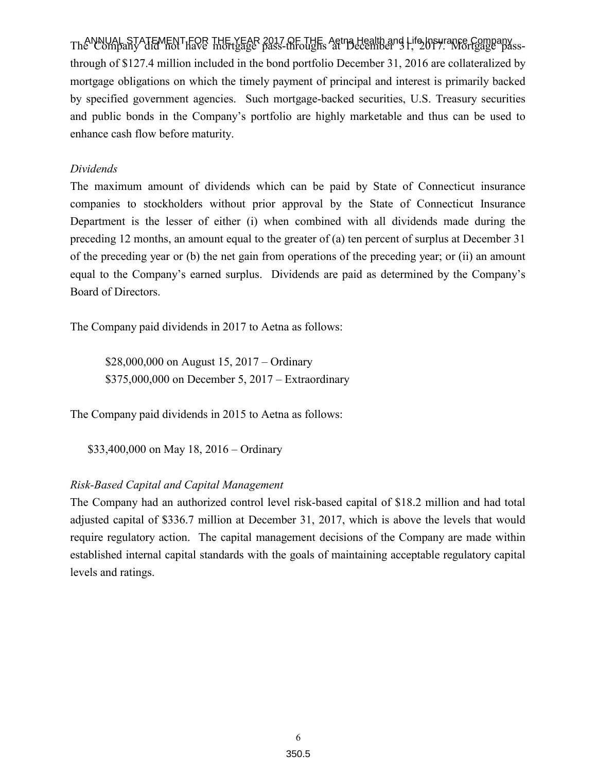The Company did not have mortgage pass-throughs at December 31, 2017. Mortgage pass-through of $127.4 million included in the bond portfolio December 31, 2016 are collateralized by mortgage obligations on which the timely payment of principal and interest is primarily backed by specified government agencies. Such mortgage-backed securities, U.S. Treasury securities and public bonds in the Company's portfolio are highly marketable and thus can be used to enhance cash flow before maturity.

*Dividends*

The maximum amount of dividends which can be paid by State of Connecticut insurance companies to stockholders without prior approval by the State of Connecticut Insurance Department is the lesser of either (i) when combined with all dividends made during the preceding 12 months, an amount equal to the greater of (a) ten percent of surplus at December 31 of the preceding year or (b) the net gain from operations of the preceding year; or (ii) an amount equal to the Company's earned surplus. Dividends are paid as determined by the Company's Board of Directors.

The Company paid dividends in 2017 to Aetna as follows:

$28,000,000 on August 15, 2017 – Ordinary
$375,000,000 on December 5, 2017 – Extraordinary

The Company paid dividends in 2015 to Aetna as follows:

$33,400,000 on May 18, 2016 – Ordinary

*Risk-Based Capital and Capital Management*

The Company had an authorized control level risk-based capital of $18.2 million and had total adjusted capital of $336.7 million at December 31, 2017, which is above the levels that would require regulatory action. The capital management decisions of the Company are made within established internal capital standards with the goals of maintaining acceptable regulatory capital levels and ratings.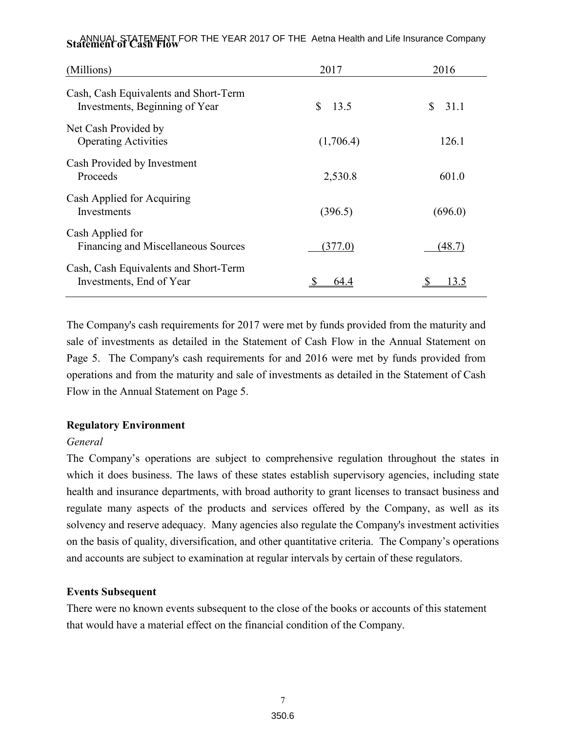**Statement of Cash Flow**

| (Millions) | 2017 | 2016 |
|---|---|---|
| Cash, Cash Equivalents and Short-Term Investments, Beginning of Year | $ 13.5 | $ 31.1 |
| Net Cash Provided by Operating Activities | (1,706.4) | 126.1 |
| Cash Provided by Investment Proceeds | 2,530.8 | 601.0 |
| Cash Applied for Acquiring Investments | (396.5) | (696.0) |
| Cash Applied for Financing and Miscellaneous Sources | (377.0) | (48.7) |
| Cash, Cash Equivalents and Short-Term Investments, End of Year | $ 64.4 | $ 13.5 |

The Company's cash requirements for 2017 were met by funds provided from the maturity and sale of investments as detailed in the Statement of Cash Flow in the Annual Statement on Page 5. The Company's cash requirements for and 2016 were met by funds provided from operations and from the maturity and sale of investments as detailed in the Statement of Cash Flow in the Annual Statement on Page 5.

**Regulatory Environment**

*General*

The Company's operations are subject to comprehensive regulation throughout the states in which it does business. The laws of these states establish supervisory agencies, including state health and insurance departments, with broad authority to grant licenses to transact business and regulate many aspects of the products and services offered by the Company, as well as its solvency and reserve adequacy. Many agencies also regulate the Company's investment activities on the basis of quality, diversification, and other quantitative criteria. The Company's operations and accounts are subject to examination at regular intervals by certain of these regulators.

**Events Subsequent**

There were no known events subsequent to the close of the books or accounts of this statement that would have a material effect on the financial condition of the Company.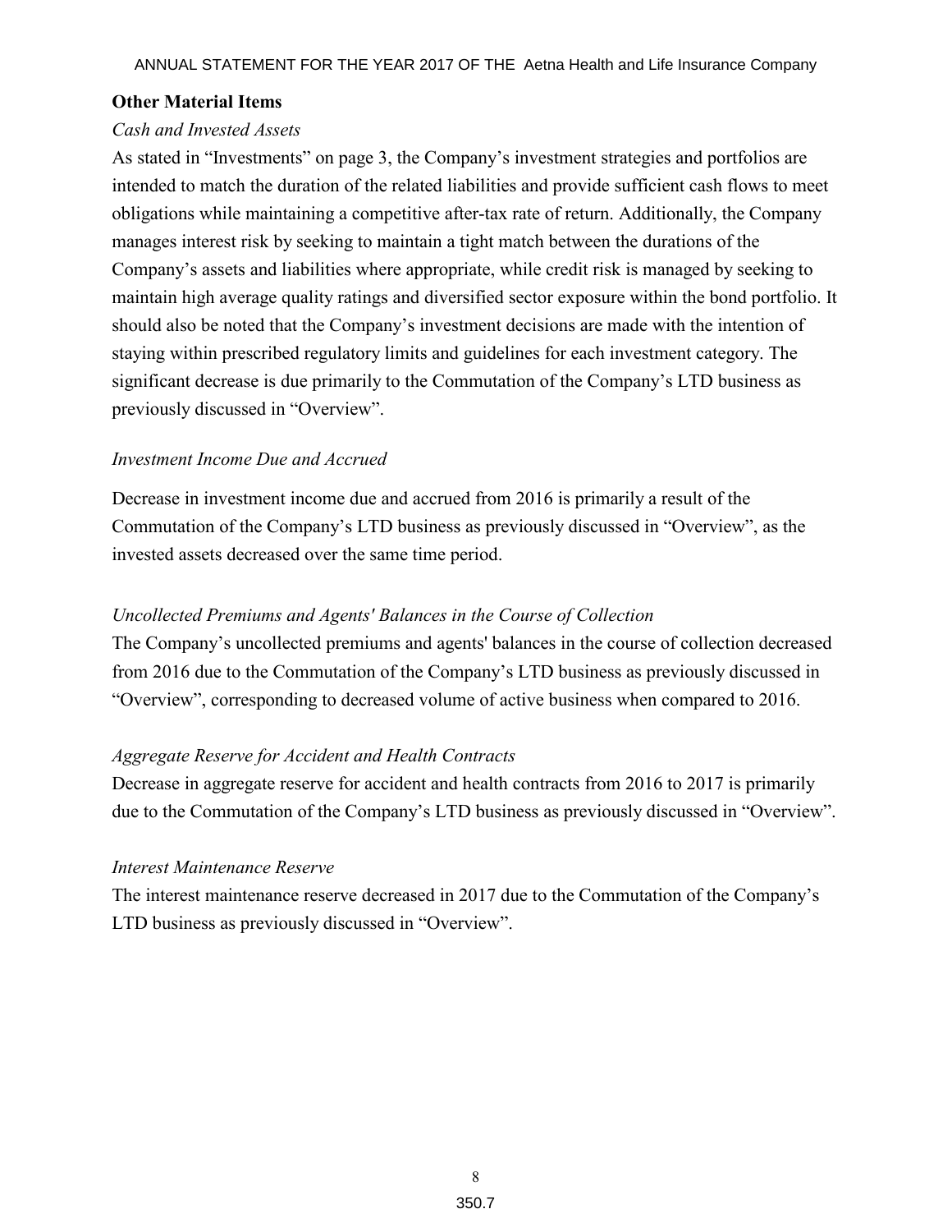## Other Material Items

*Cash and Invested Assets*

As stated in "Investments" on page 3, the Company's investment strategies and portfolios are intended to match the duration of the related liabilities and provide sufficient cash flows to meet obligations while maintaining a competitive after-tax rate of return. Additionally, the Company manages interest risk by seeking to maintain a tight match between the durations of the Company's assets and liabilities where appropriate, while credit risk is managed by seeking to maintain high average quality ratings and diversified sector exposure within the bond portfolio. It should also be noted that the Company's investment decisions are made with the intention of staying within prescribed regulatory limits and guidelines for each investment category. The significant decrease is due primarily to the Commutation of the Company's LTD business as previously discussed in "Overview".

*Investment Income Due and Accrued*

Decrease in investment income due and accrued from 2016 is primarily a result of the Commutation of the Company's LTD business as previously discussed in "Overview", as the invested assets decreased over the same time period.

*Uncollected Premiums and Agents' Balances in the Course of Collection*

The Company's uncollected premiums and agents' balances in the course of collection decreased from 2016 due to the Commutation of the Company's LTD business as previously discussed in "Overview", corresponding to decreased volume of active business when compared to 2016.

*Aggregate Reserve for Accident and Health Contracts*

Decrease in aggregate reserve for accident and health contracts from 2016 to 2017 is primarily due to the Commutation of the Company's LTD business as previously discussed in "Overview".

*Interest Maintenance Reserve*

The interest maintenance reserve decreased in 2017 due to the Commutation of the Company's LTD business as previously discussed in "Overview".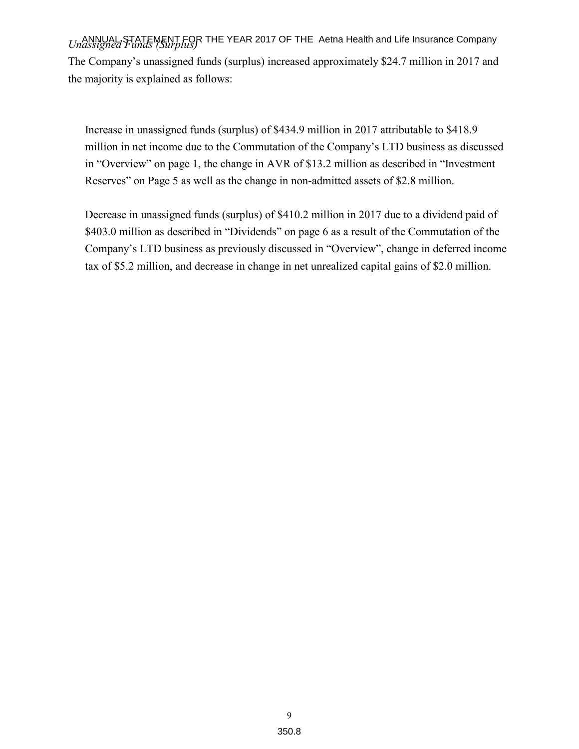*Unassigned Funds (Surplus)*

The Company's unassigned funds (surplus) increased approximately $24.7 million in 2017 and the majority is explained as follows:

Increase in unassigned funds (surplus) of $434.9 million in 2017 attributable to $418.9 million in net income due to the Commutation of the Company's LTD business as discussed in "Overview" on page 1, the change in AVR of $13.2 million as described in "Investment Reserves" on Page 5 as well as the change in non-admitted assets of $2.8 million.

Decrease in unassigned funds (surplus) of $410.2 million in 2017 due to a dividend paid of $403.0 million as described in "Dividends" on page 6 as a result of the Commutation of the Company's LTD business as previously discussed in "Overview", change in deferred income tax of $5.2 million, and decrease in change in net unrealized capital gains of $2.0 million.